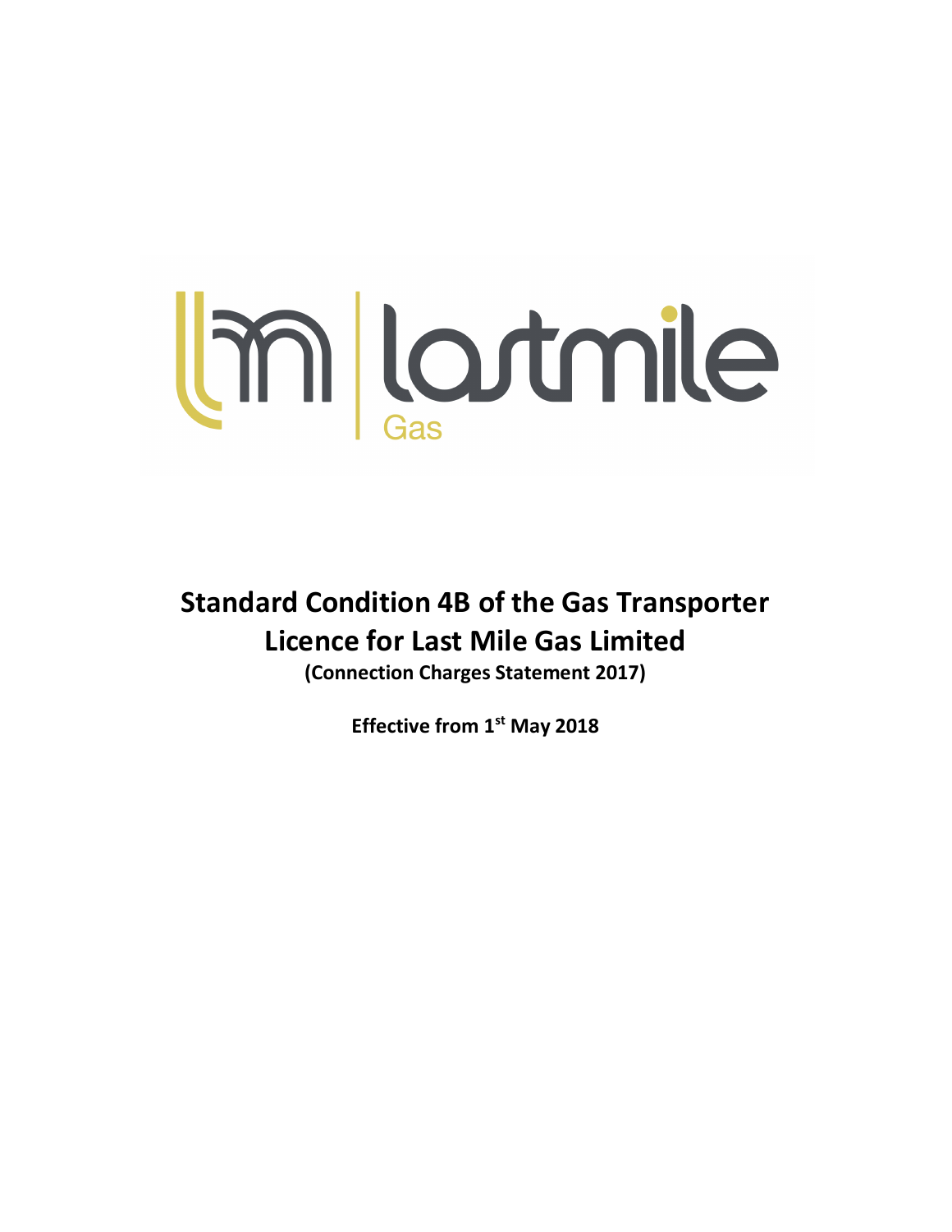# Standard Condition 4B of the Gas Transporter Licence for Last Mile Gas Limited

**(Connection Charges Statement 2017)**

**Effective from 1st May 2018**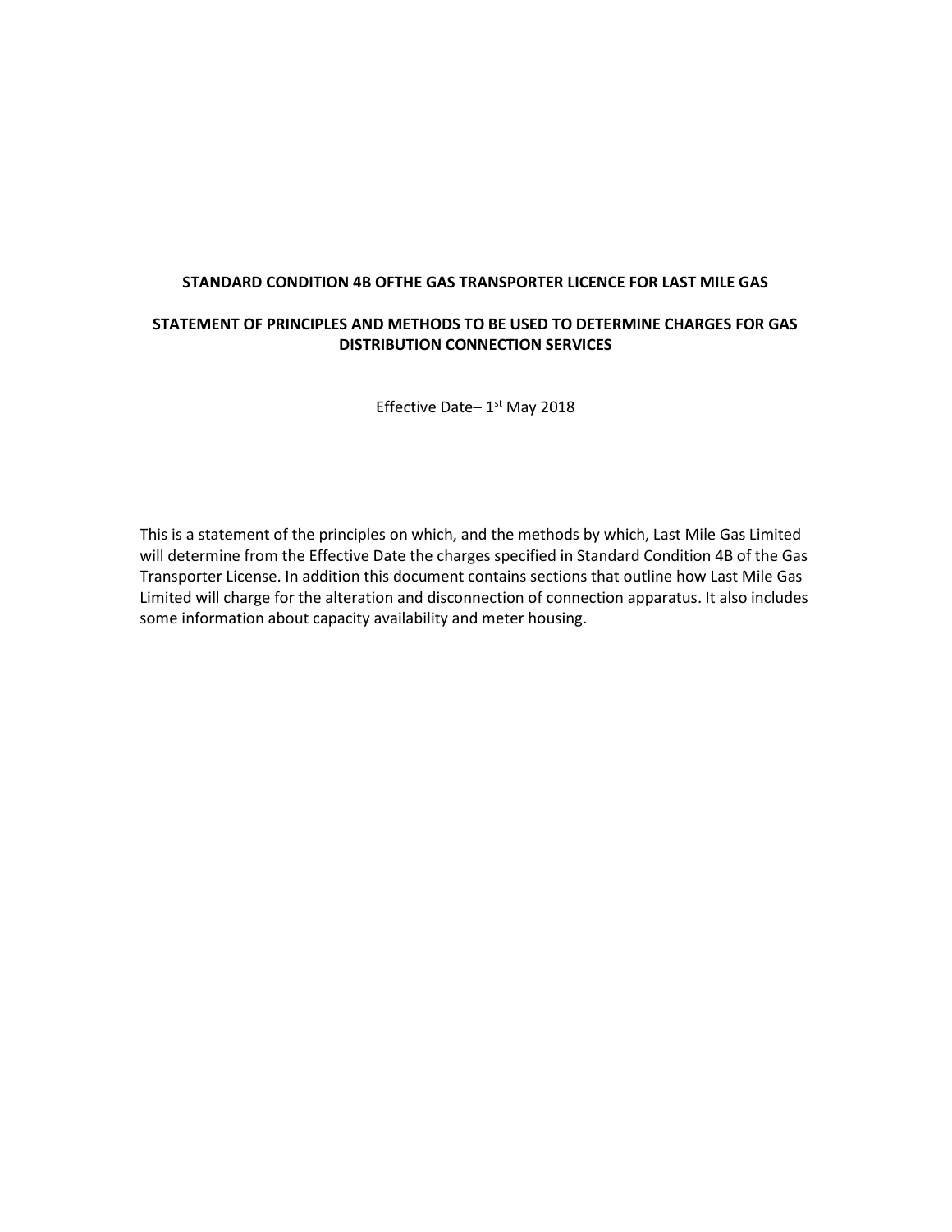**STANDARD CONDITION 4B OFTHE GAS TRANSPORTER LICENCE FOR LAST MILE GAS**

**STATEMENT OF PRINCIPLES AND METHODS TO BE USED TO DETERMINE CHARGES FOR GAS DISTRIBUTION CONNECTION SERVICES**

Effective Date– 1st May 2018

This is a statement of the principles on which, and the methods by which, Last Mile Gas Limited will determine from the Effective Date the charges specified in Standard Condition 4B of the Gas Transporter License. In addition this document contains sections that outline how Last Mile Gas Limited will charge for the alteration and disconnection of connection apparatus. It also includes some information about capacity availability and meter housing.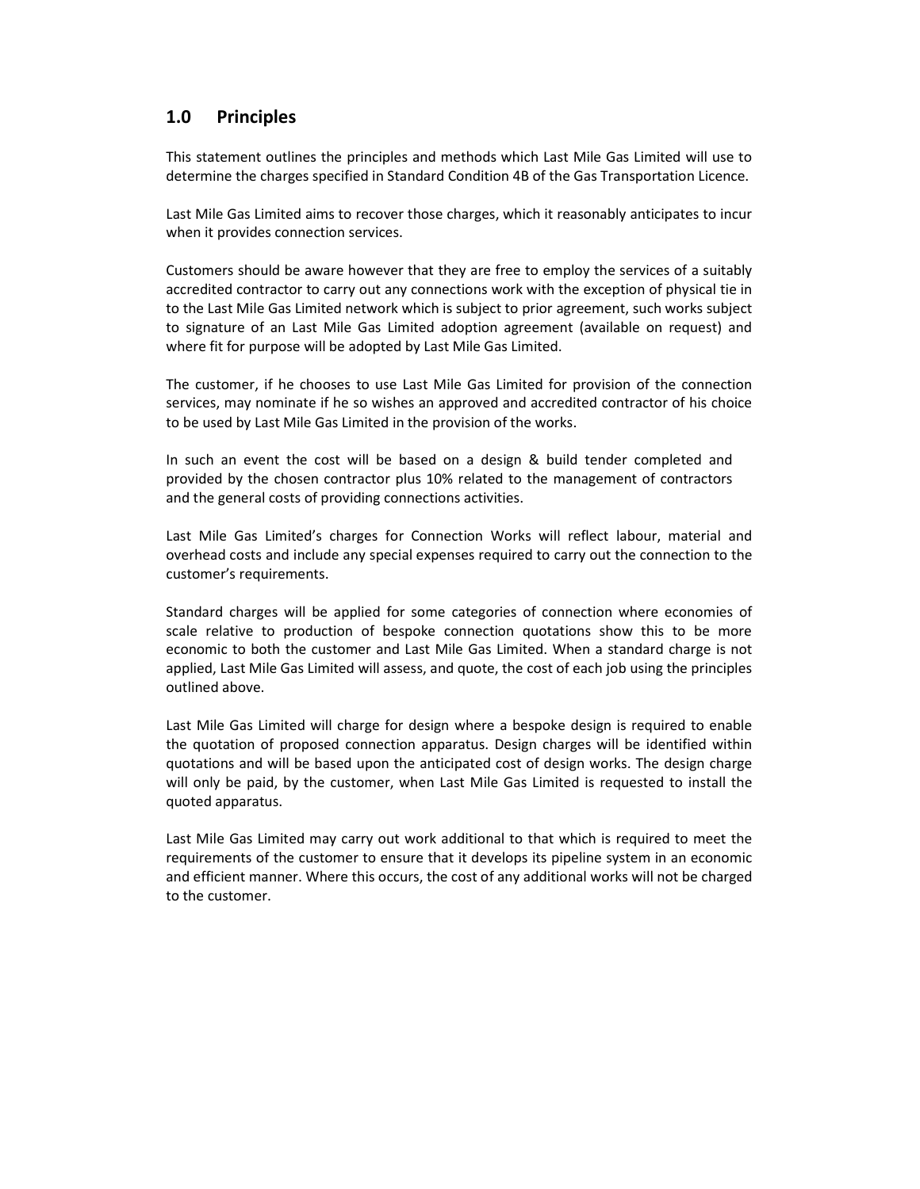## 1.0 Principles

This statement outlines the principles and methods which Last Mile Gas Limited will use to determine the charges specified in Standard Condition 4B of the Gas Transportation Licence.

Last Mile Gas Limited aims to recover those charges, which it reasonably anticipates to incur when it provides connection services.

Customers should be aware however that they are free to employ the services of a suitably accredited contractor to carry out any connections work with the exception of physical tie in to the Last Mile Gas Limited network which is subject to prior agreement, such works subject to signature of an Last Mile Gas Limited adoption agreement (available on request) and where fit for purpose will be adopted by Last Mile Gas Limited.

The customer, if he chooses to use Last Mile Gas Limited for provision of the connection services, may nominate if he so wishes an approved and accredited contractor of his choice to be used by Last Mile Gas Limited in the provision of the works.

In such an event the cost will be based on a design & build tender completed and provided by the chosen contractor plus 10% related to the management of contractors and the general costs of providing connections activities.

Last Mile Gas Limited's charges for Connection Works will reflect labour, material and overhead costs and include any special expenses required to carry out the connection to the customer's requirements.

Standard charges will be applied for some categories of connection where economies of scale relative to production of bespoke connection quotations show this to be more economic to both the customer and Last Mile Gas Limited. When a standard charge is not applied, Last Mile Gas Limited will assess, and quote, the cost of each job using the principles outlined above.

Last Mile Gas Limited will charge for design where a bespoke design is required to enable the quotation of proposed connection apparatus. Design charges will be identified within quotations and will be based upon the anticipated cost of design works. The design charge will only be paid, by the customer, when Last Mile Gas Limited is requested to install the quoted apparatus.

Last Mile Gas Limited may carry out work additional to that which is required to meet the requirements of the customer to ensure that it develops its pipeline system in an economic and efficient manner. Where this occurs, the cost of any additional works will not be charged to the customer.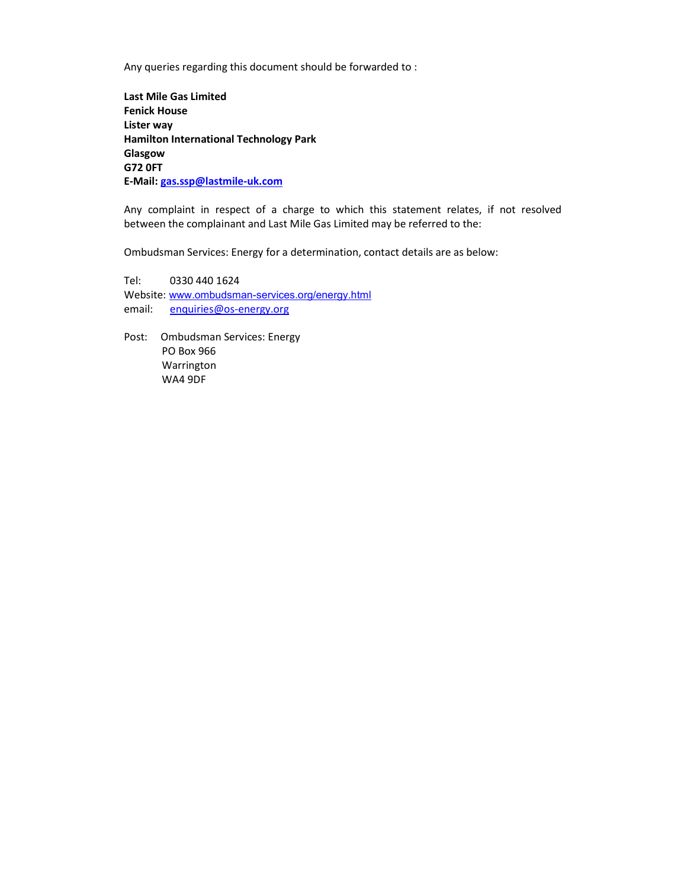Any queries regarding this document should be forwarded to :

**Last Mile Gas Limited**
**Fenick House**
**Lister way**
**Hamilton International Technology Park**
**Glasgow**
**G72 0FT**
**E-Mail: gas.ssp@lastmile-uk.com**

Any complaint in respect of a charge to which this statement relates, if not resolved between the complainant and Last Mile Gas Limited may be referred to the:

Ombudsman Services: Energy for a determination, contact details are as below:

Tel: 0330 440 1624
Website: www.ombudsman-services.org/energy.html
email: enquiries@os-energy.org

Post: Ombudsman Services: Energy
PO Box 966
Warrington
WA4 9DF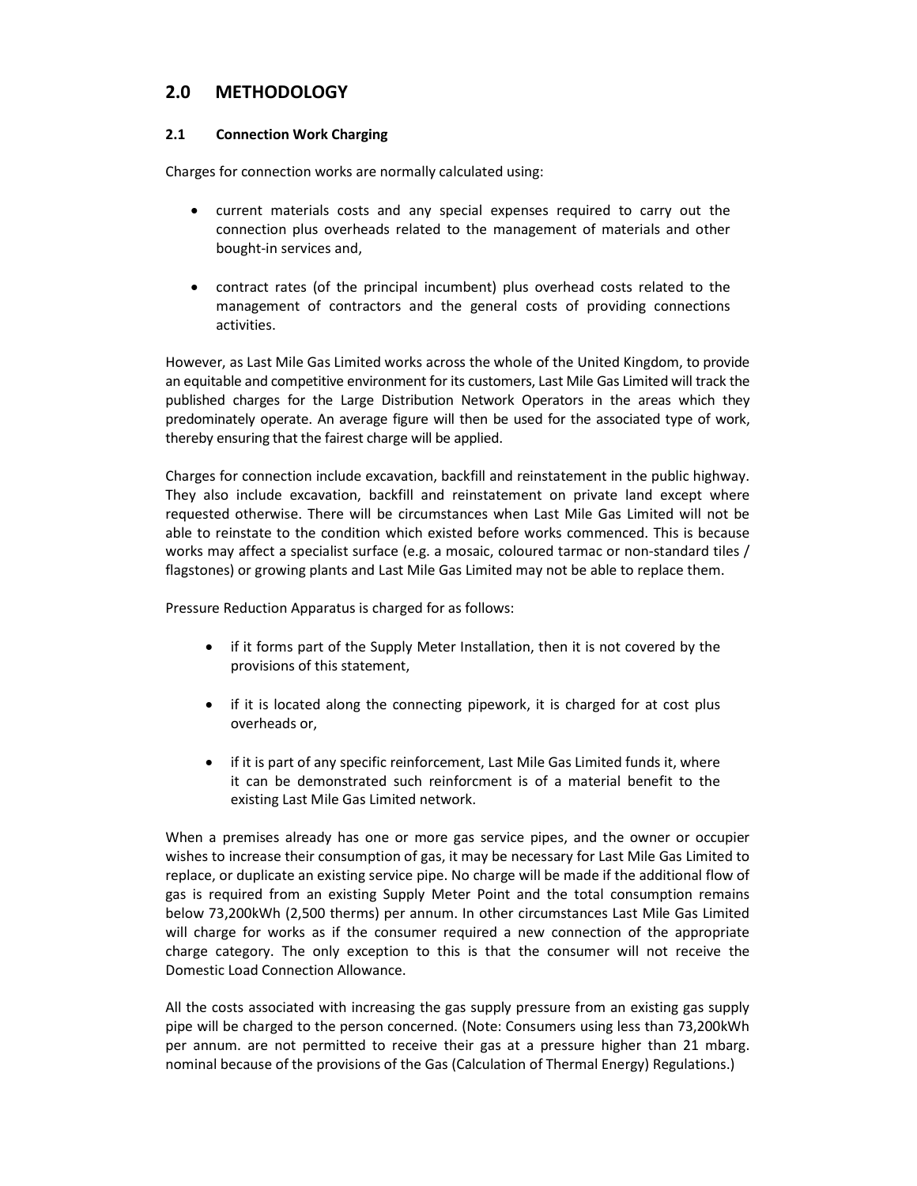## 2.0 METHODOLOGY

### 2.1 Connection Work Charging

Charges for connection works are normally calculated using:

- current materials costs and any special expenses required to carry out the connection plus overheads related to the management of materials and other bought-in services and,
- contract rates (of the principal incumbent) plus overhead costs related to the management of contractors and the general costs of providing connections activities.

However, as Last Mile Gas Limited works across the whole of the United Kingdom, to provide an equitable and competitive environment for its customers, Last Mile Gas Limited will track the published charges for the Large Distribution Network Operators in the areas which they predominately operate. An average figure will then be used for the associated type of work, thereby ensuring that the fairest charge will be applied.

Charges for connection include excavation, backfill and reinstatement in the public highway. They also include excavation, backfill and reinstatement on private land except where requested otherwise. There will be circumstances when Last Mile Gas Limited will not be able to reinstate to the condition which existed before works commenced. This is because works may affect a specialist surface (e.g. a mosaic, coloured tarmac or non-standard tiles / flagstones) or growing plants and Last Mile Gas Limited may not be able to replace them.

Pressure Reduction Apparatus is charged for as follows:

- if it forms part of the Supply Meter Installation, then it is not covered by the provisions of this statement,
- if it is located along the connecting pipework, it is charged for at cost plus overheads or,
- if it is part of any specific reinforcement, Last Mile Gas Limited funds it, where it can be demonstrated such reinforcment is of a material benefit to the existing Last Mile Gas Limited network.

When a premises already has one or more gas service pipes, and the owner or occupier wishes to increase their consumption of gas, it may be necessary for Last Mile Gas Limited to replace, or duplicate an existing service pipe. No charge will be made if the additional flow of gas is required from an existing Supply Meter Point and the total consumption remains below 73,200kWh (2,500 therms) per annum. In other circumstances Last Mile Gas Limited will charge for works as if the consumer required a new connection of the appropriate charge category. The only exception to this is that the consumer will not receive the Domestic Load Connection Allowance.

All the costs associated with increasing the gas supply pressure from an existing gas supply pipe will be charged to the person concerned. (Note: Consumers using less than 73,200kWh per annum. are not permitted to receive their gas at a pressure higher than 21 mbarg. nominal because of the provisions of the Gas (Calculation of Thermal Energy) Regulations.)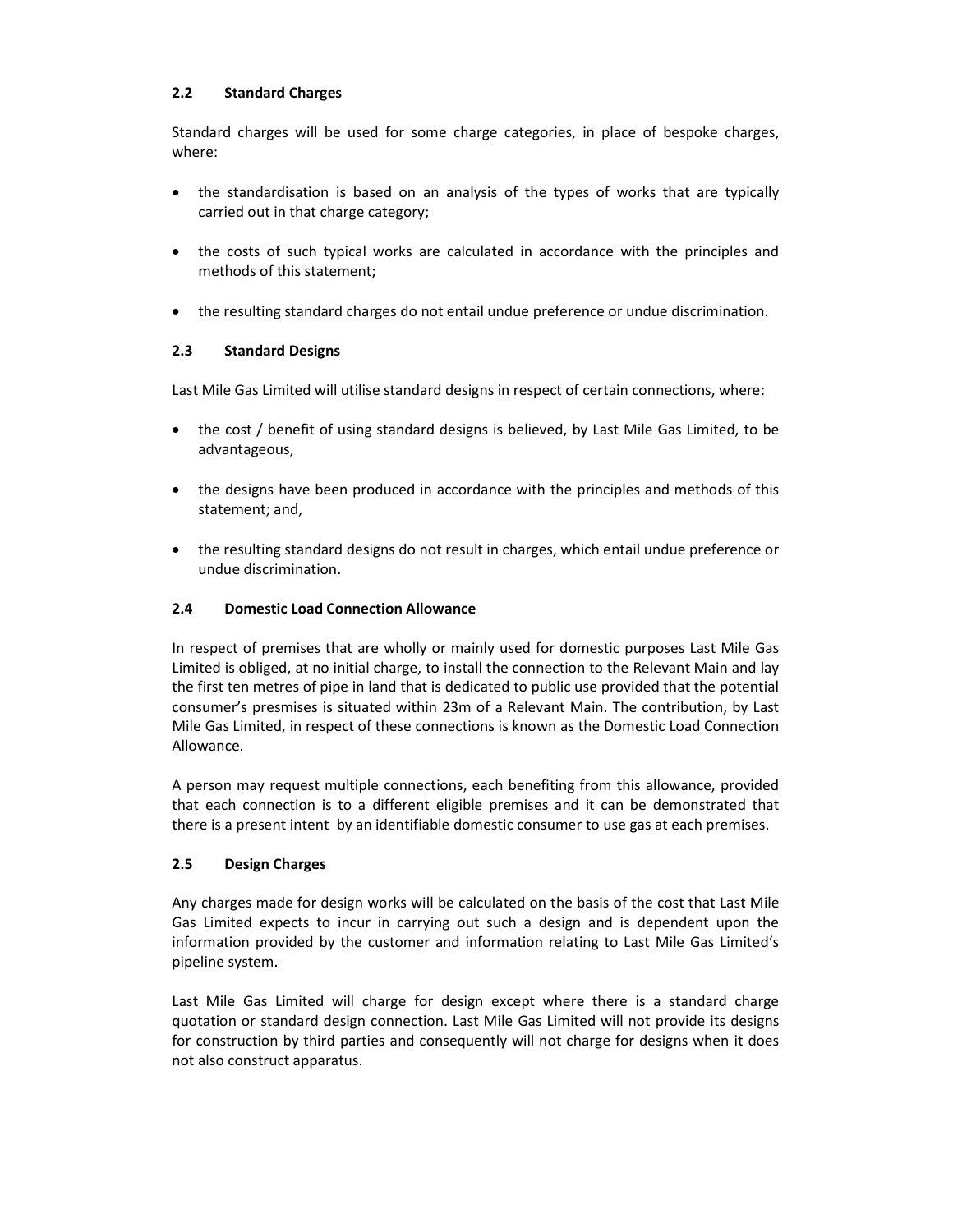### 2.2 Standard Charges

Standard charges will be used for some charge categories, in place of bespoke charges, where:

- the standardisation is based on an analysis of the types of works that are typically carried out in that charge category;
- the costs of such typical works are calculated in accordance with the principles and methods of this statement;
- the resulting standard charges do not entail undue preference or undue discrimination.

### 2.3 Standard Designs

Last Mile Gas Limited will utilise standard designs in respect of certain connections, where:

- the cost / benefit of using standard designs is believed, by Last Mile Gas Limited, to be advantageous,
- the designs have been produced in accordance with the principles and methods of this statement; and,
- the resulting standard designs do not result in charges, which entail undue preference or undue discrimination.

### 2.4 Domestic Load Connection Allowance

In respect of premises that are wholly or mainly used for domestic purposes Last Mile Gas Limited is obliged, at no initial charge, to install the connection to the Relevant Main and lay the first ten metres of pipe in land that is dedicated to public use provided that the potential consumer's presmises is situated within 23m of a Relevant Main. The contribution, by Last Mile Gas Limited, in respect of these connections is known as the Domestic Load Connection Allowance.

A person may request multiple connections, each benefiting from this allowance, provided that each connection is to a different eligible premises and it can be demonstrated that there is a present intent by an identifiable domestic consumer to use gas at each premises.

### 2.5 Design Charges

Any charges made for design works will be calculated on the basis of the cost that Last Mile Gas Limited expects to incur in carrying out such a design and is dependent upon the information provided by the customer and information relating to Last Mile Gas Limited's pipeline system.

Last Mile Gas Limited will charge for design except where there is a standard charge quotation or standard design connection. Last Mile Gas Limited will not provide its designs for construction by third parties and consequently will not charge for designs when it does not also construct apparatus.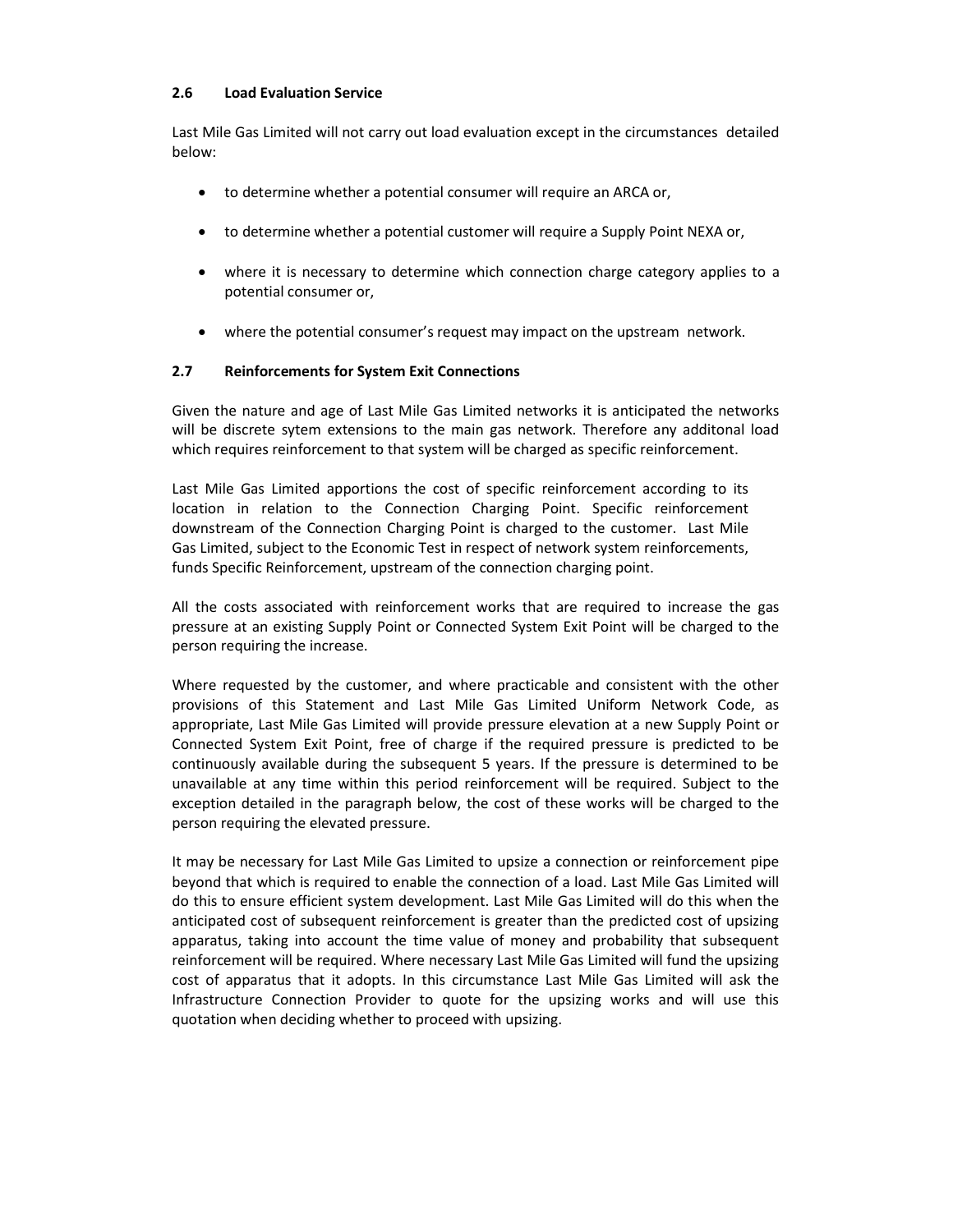## 2.6 Load Evaluation Service

Last Mile Gas Limited will not carry out load evaluation except in the circumstances detailed below:

- to determine whether a potential consumer will require an ARCA or,
- to determine whether a potential customer will require a Supply Point NEXA or,
- where it is necessary to determine which connection charge category applies to a potential consumer or,
- where the potential consumer's request may impact on the upstream network.

## 2.7 Reinforcements for System Exit Connections

Given the nature and age of Last Mile Gas Limited networks it is anticipated the networks will be discrete sytem extensions to the main gas network. Therefore any additonal load which requires reinforcement to that system will be charged as specific reinforcement.

Last Mile Gas Limited apportions the cost of specific reinforcement according to its location in relation to the Connection Charging Point. Specific reinforcement downstream of the Connection Charging Point is charged to the customer. Last Mile Gas Limited, subject to the Economic Test in respect of network system reinforcements, funds Specific Reinforcement, upstream of the connection charging point.

All the costs associated with reinforcement works that are required to increase the gas pressure at an existing Supply Point or Connected System Exit Point will be charged to the person requiring the increase.

Where requested by the customer, and where practicable and consistent with the other provisions of this Statement and Last Mile Gas Limited Uniform Network Code, as appropriate, Last Mile Gas Limited will provide pressure elevation at a new Supply Point or Connected System Exit Point, free of charge if the required pressure is predicted to be continuously available during the subsequent 5 years. If the pressure is determined to be unavailable at any time within this period reinforcement will be required. Subject to the exception detailed in the paragraph below, the cost of these works will be charged to the person requiring the elevated pressure.

It may be necessary for Last Mile Gas Limited to upsize a connection or reinforcement pipe beyond that which is required to enable the connection of a load. Last Mile Gas Limited will do this to ensure efficient system development. Last Mile Gas Limited will do this when the anticipated cost of subsequent reinforcement is greater than the predicted cost of upsizing apparatus, taking into account the time value of money and probability that subsequent reinforcement will be required. Where necessary Last Mile Gas Limited will fund the upsizing cost of apparatus that it adopts. In this circumstance Last Mile Gas Limited will ask the Infrastructure Connection Provider to quote for the upsizing works and will use this quotation when deciding whether to proceed with upsizing.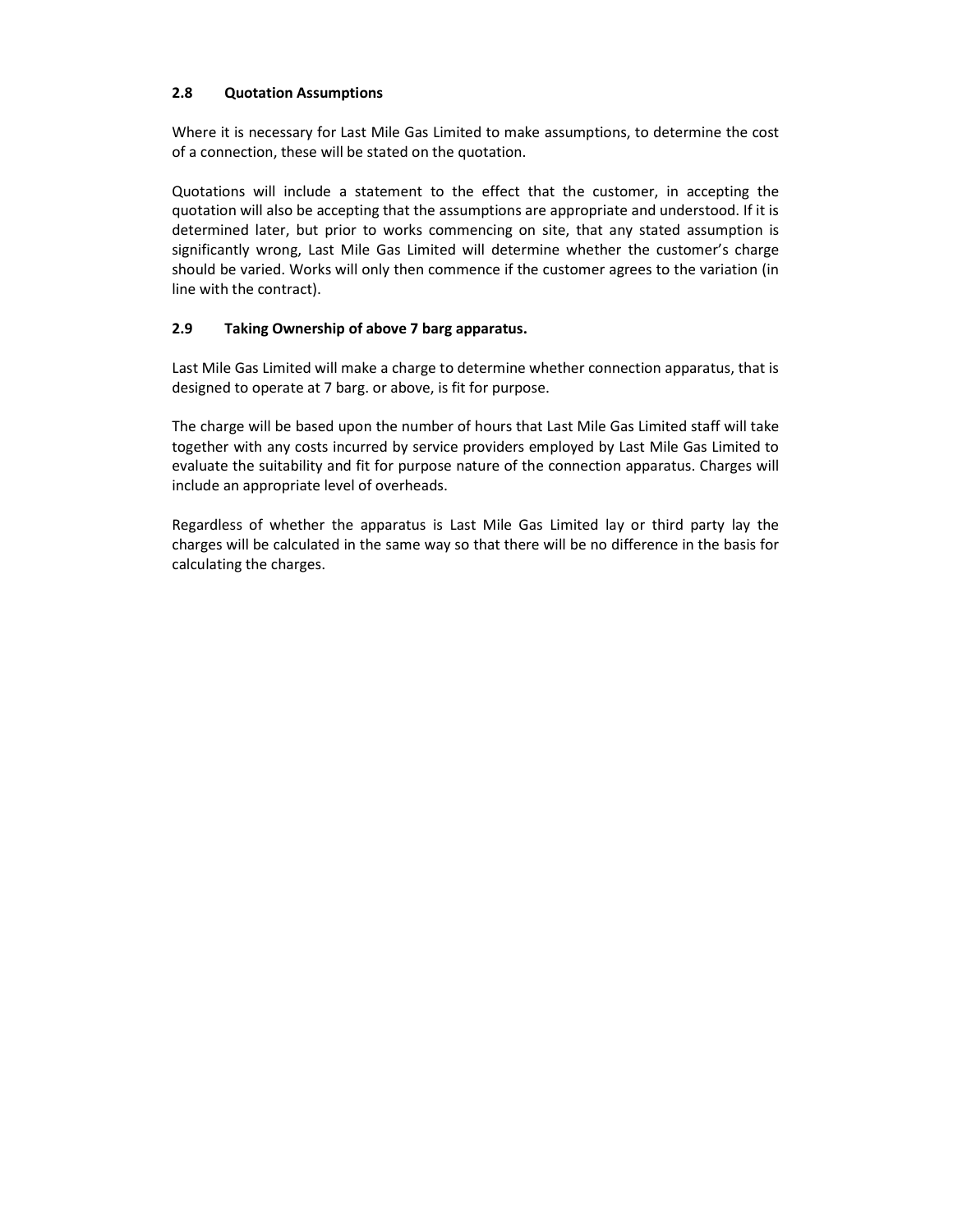### 2.8 Quotation Assumptions

Where it is necessary for Last Mile Gas Limited to make assumptions, to determine the cost of a connection, these will be stated on the quotation.

Quotations will include a statement to the effect that the customer, in accepting the quotation will also be accepting that the assumptions are appropriate and understood. If it is determined later, but prior to works commencing on site, that any stated assumption is significantly wrong, Last Mile Gas Limited will determine whether the customer's charge should be varied. Works will only then commence if the customer agrees to the variation (in line with the contract).

### 2.9 Taking Ownership of above 7 barg apparatus.

Last Mile Gas Limited will make a charge to determine whether connection apparatus, that is designed to operate at 7 barg. or above, is fit for purpose.

The charge will be based upon the number of hours that Last Mile Gas Limited staff will take together with any costs incurred by service providers employed by Last Mile Gas Limited to evaluate the suitability and fit for purpose nature of the connection apparatus. Charges will include an appropriate level of overheads.

Regardless of whether the apparatus is Last Mile Gas Limited lay or third party lay the charges will be calculated in the same way so that there will be no difference in the basis for calculating the charges.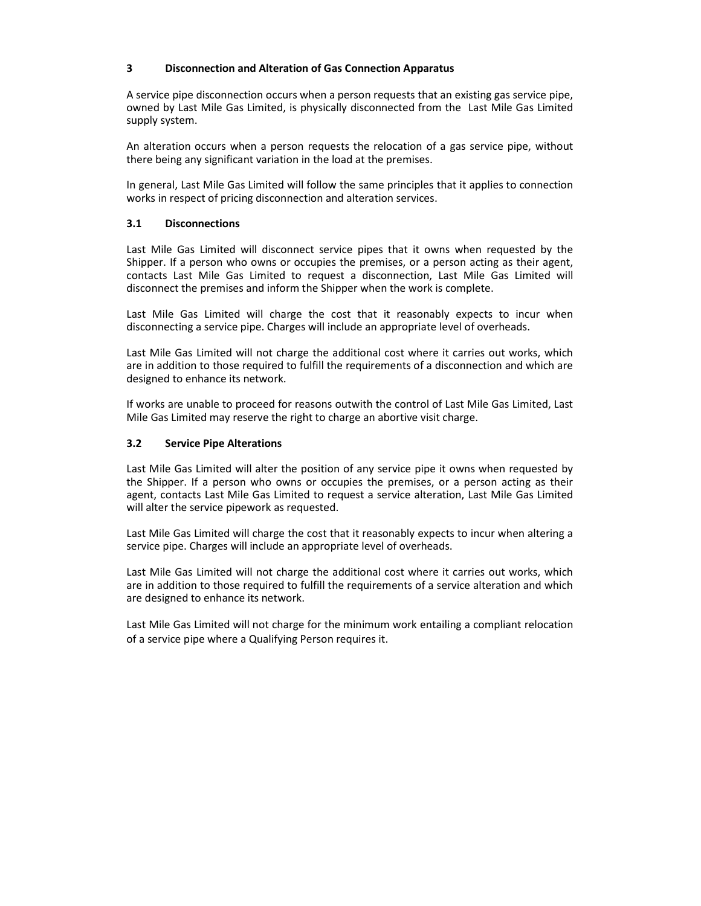## 3 Disconnection and Alteration of Gas Connection Apparatus

A service pipe disconnection occurs when a person requests that an existing gas service pipe, owned by Last Mile Gas Limited, is physically disconnected from the Last Mile Gas Limited supply system.

An alteration occurs when a person requests the relocation of a gas service pipe, without there being any significant variation in the load at the premises.

In general, Last Mile Gas Limited will follow the same principles that it applies to connection works in respect of pricing disconnection and alteration services.

### 3.1 Disconnections

Last Mile Gas Limited will disconnect service pipes that it owns when requested by the Shipper. If a person who owns or occupies the premises, or a person acting as their agent, contacts Last Mile Gas Limited to request a disconnection, Last Mile Gas Limited will disconnect the premises and inform the Shipper when the work is complete.

Last Mile Gas Limited will charge the cost that it reasonably expects to incur when disconnecting a service pipe. Charges will include an appropriate level of overheads.

Last Mile Gas Limited will not charge the additional cost where it carries out works, which are in addition to those required to fulfill the requirements of a disconnection and which are designed to enhance its network.

If works are unable to proceed for reasons outwith the control of Last Mile Gas Limited, Last Mile Gas Limited may reserve the right to charge an abortive visit charge.

### 3.2 Service Pipe Alterations

Last Mile Gas Limited will alter the position of any service pipe it owns when requested by the Shipper. If a person who owns or occupies the premises, or a person acting as their agent, contacts Last Mile Gas Limited to request a service alteration, Last Mile Gas Limited will alter the service pipework as requested.

Last Mile Gas Limited will charge the cost that it reasonably expects to incur when altering a service pipe. Charges will include an appropriate level of overheads.

Last Mile Gas Limited will not charge the additional cost where it carries out works, which are in addition to those required to fulfill the requirements of a service alteration and which are designed to enhance its network.

Last Mile Gas Limited will not charge for the minimum work entailing a compliant relocation of a service pipe where a Qualifying Person requires it.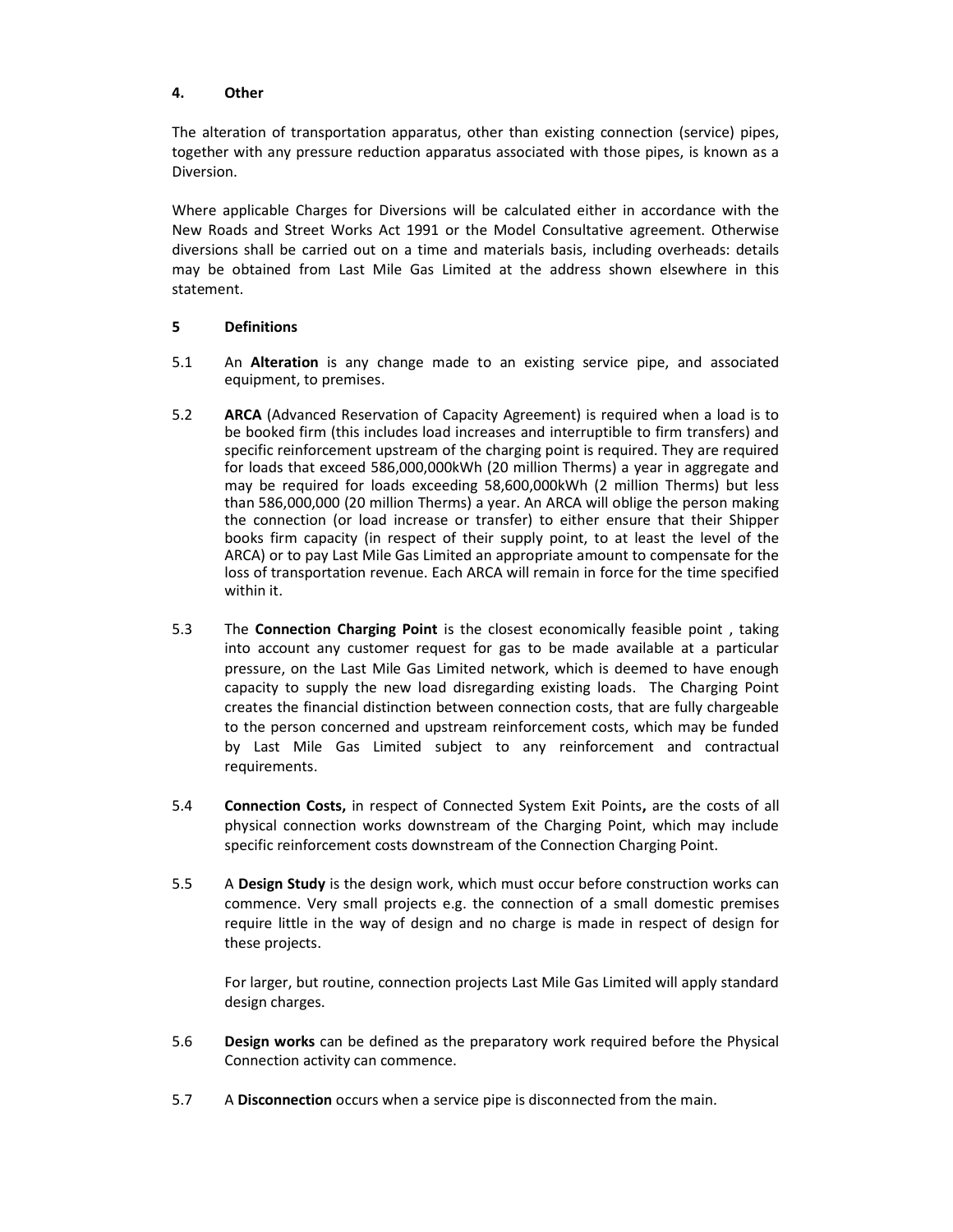## 4. Other

The alteration of transportation apparatus, other than existing connection (service) pipes, together with any pressure reduction apparatus associated with those pipes, is known as a Diversion.

Where applicable Charges for Diversions will be calculated either in accordance with the New Roads and Street Works Act 1991 or the Model Consultative agreement. Otherwise diversions shall be carried out on a time and materials basis, including overheads: details may be obtained from Last Mile Gas Limited at the address shown elsewhere in this statement.

## 5 Definitions

5.1 An **Alteration** is any change made to an existing service pipe, and associated equipment, to premises.

5.2 **ARCA** (Advanced Reservation of Capacity Agreement) is required when a load is to be booked firm (this includes load increases and interruptible to firm transfers) and specific reinforcement upstream of the charging point is required. They are required for loads that exceed 586,000,000kWh (20 million Therms) a year in aggregate and may be required for loads exceeding 58,600,000kWh (2 million Therms) but less than 586,000,000 (20 million Therms) a year. An ARCA will oblige the person making the connection (or load increase or transfer) to either ensure that their Shipper books firm capacity (in respect of their supply point, to at least the level of the ARCA) or to pay Last Mile Gas Limited an appropriate amount to compensate for the loss of transportation revenue. Each ARCA will remain in force for the time specified within it.

5.3 The **Connection Charging Point** is the closest economically feasible point , taking into account any customer request for gas to be made available at a particular pressure, on the Last Mile Gas Limited network, which is deemed to have enough capacity to supply the new load disregarding existing loads. The Charging Point creates the financial distinction between connection costs, that are fully chargeable to the person concerned and upstream reinforcement costs, which may be funded by Last Mile Gas Limited subject to any reinforcement and contractual requirements.

5.4 **Connection Costs,** in respect of Connected System Exit Points**,** are the costs of all physical connection works downstream of the Charging Point, which may include specific reinforcement costs downstream of the Connection Charging Point.

5.5 A **Design Study** is the design work, which must occur before construction works can commence. Very small projects e.g. the connection of a small domestic premises require little in the way of design and no charge is made in respect of design for these projects.

For larger, but routine, connection projects Last Mile Gas Limited will apply standard design charges.

5.6 **Design works** can be defined as the preparatory work required before the Physical Connection activity can commence.

5.7 A **Disconnection** occurs when a service pipe is disconnected from the main.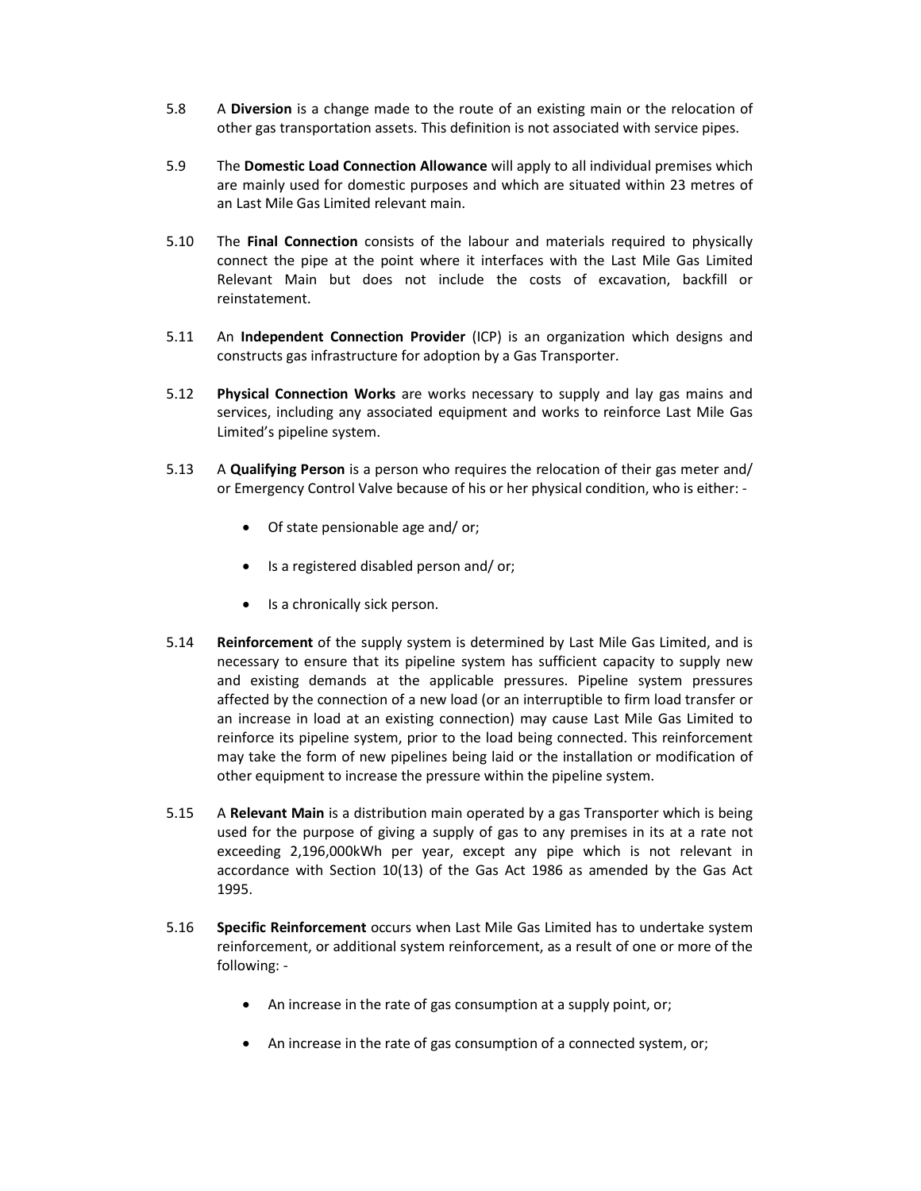5.8 A **Diversion** is a change made to the route of an existing main or the relocation of other gas transportation assets. This definition is not associated with service pipes.

5.9 The **Domestic Load Connection Allowance** will apply to all individual premises which are mainly used for domestic purposes and which are situated within 23 metres of an Last Mile Gas Limited relevant main.

5.10 The **Final Connection** consists of the labour and materials required to physically connect the pipe at the point where it interfaces with the Last Mile Gas Limited Relevant Main but does not include the costs of excavation, backfill or reinstatement.

5.11 An **Independent Connection Provider** (ICP) is an organization which designs and constructs gas infrastructure for adoption by a Gas Transporter.

5.12 **Physical Connection Works** are works necessary to supply and lay gas mains and services, including any associated equipment and works to reinforce Last Mile Gas Limited's pipeline system.

5.13 A **Qualifying Person** is a person who requires the relocation of their gas meter and/ or Emergency Control Valve because of his or her physical condition, who is either: -

- Of state pensionable age and/ or;
- Is a registered disabled person and/ or;
- Is a chronically sick person.

5.14 **Reinforcement** of the supply system is determined by Last Mile Gas Limited, and is necessary to ensure that its pipeline system has sufficient capacity to supply new and existing demands at the applicable pressures. Pipeline system pressures affected by the connection of a new load (or an interruptible to firm load transfer or an increase in load at an existing connection) may cause Last Mile Gas Limited to reinforce its pipeline system, prior to the load being connected. This reinforcement may take the form of new pipelines being laid or the installation or modification of other equipment to increase the pressure within the pipeline system.

5.15 A **Relevant Main** is a distribution main operated by a gas Transporter which is being used for the purpose of giving a supply of gas to any premises in its at a rate not exceeding 2,196,000kWh per year, except any pipe which is not relevant in accordance with Section 10(13) of the Gas Act 1986 as amended by the Gas Act 1995.

5.16 **Specific Reinforcement** occurs when Last Mile Gas Limited has to undertake system reinforcement, or additional system reinforcement, as a result of one or more of the following: -

- An increase in the rate of gas consumption at a supply point, or;
- An increase in the rate of gas consumption of a connected system, or;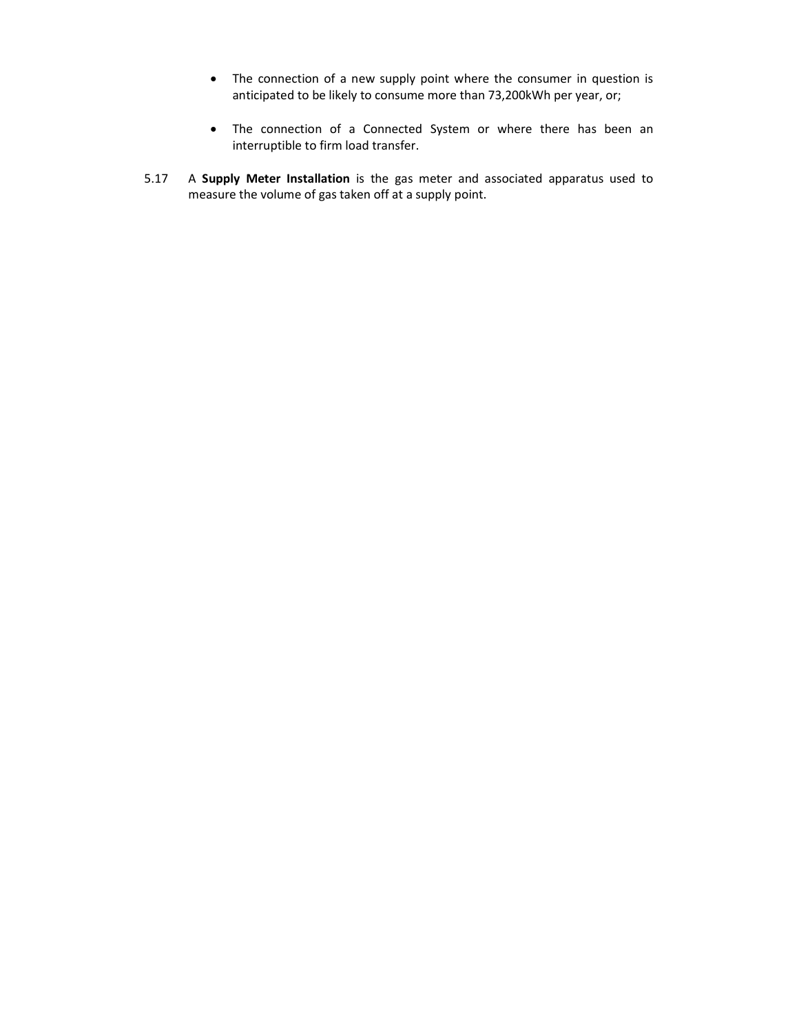- The connection of a new supply point where the consumer in question is anticipated to be likely to consume more than 73,200kWh per year, or;
- The connection of a Connected System or where there has been an interruptible to firm load transfer.

5.17 A **Supply Meter Installation** is the gas meter and associated apparatus used to measure the volume of gas taken off at a supply point.